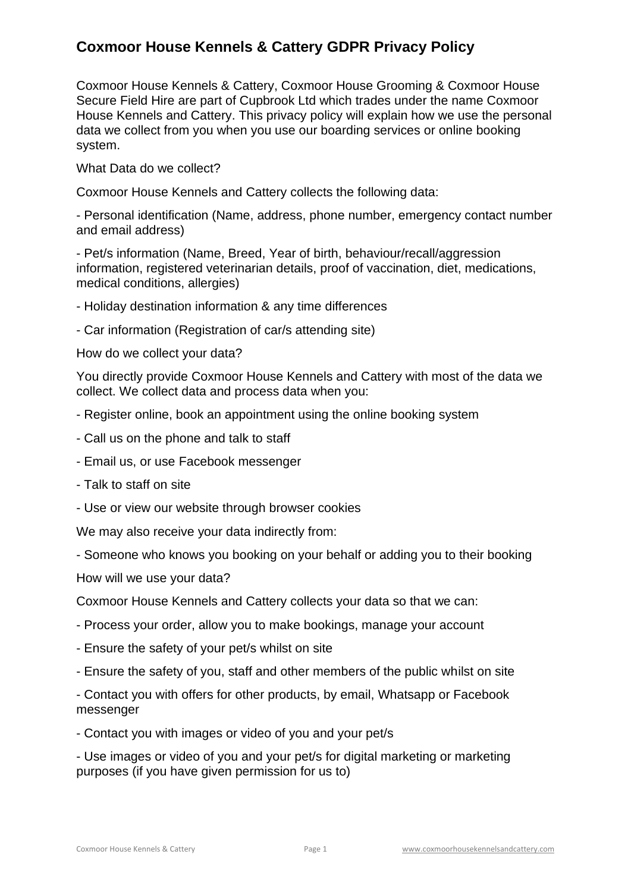# Coxmoor House Kennels & Cattery GDPR Privacy Policy

Coxmoor House Kennels & Cattery, Coxmoor House Grooming & Coxmoor House Secure Field Hire are part of Cupbrook Ltd which trades under the name Coxmoor House Kennels and Cattery. This privacy policy will explain how we use the personal data we collect from you when you use our boarding services or online booking system.

What Data do we collect?

Coxmoor House Kennels and Cattery collects the following data:

- Personal identification (Name, address, phone number, emergency contact number and email address)
- Pet/s information (Name, Breed, Year of birth, behaviour/recall/aggression information, registered veterinarian details, proof of vaccination, diet, medications, medical conditions, allergies)
- Holiday destination information & any time differences
- Car information (Registration of car/s attending site)

How do we collect your data?

You directly provide Coxmoor House Kennels and Cattery with most of the data we collect. We collect data and process data when you:

- Register online, book an appointment using the online booking system
- Call us on the phone and talk to staff
- Email us, or use Facebook messenger
- Talk to staff on site
- Use or view our website through browser cookies

We may also receive your data indirectly from:

- Someone who knows you booking on your behalf or adding you to their booking

How will we use your data?

Coxmoor House Kennels and Cattery collects your data so that we can:

- Process your order, allow you to make bookings, manage your account
- Ensure the safety of your pet/s whilst on site
- Ensure the safety of you, staff and other members of the public whilst on site
- Contact you with offers for other products, by email, Whatsapp or Facebook messenger
- Contact you with images or video of you and your pet/s
- Use images or video of you and your pet/s for digital marketing or marketing purposes (if you have given permission for us to)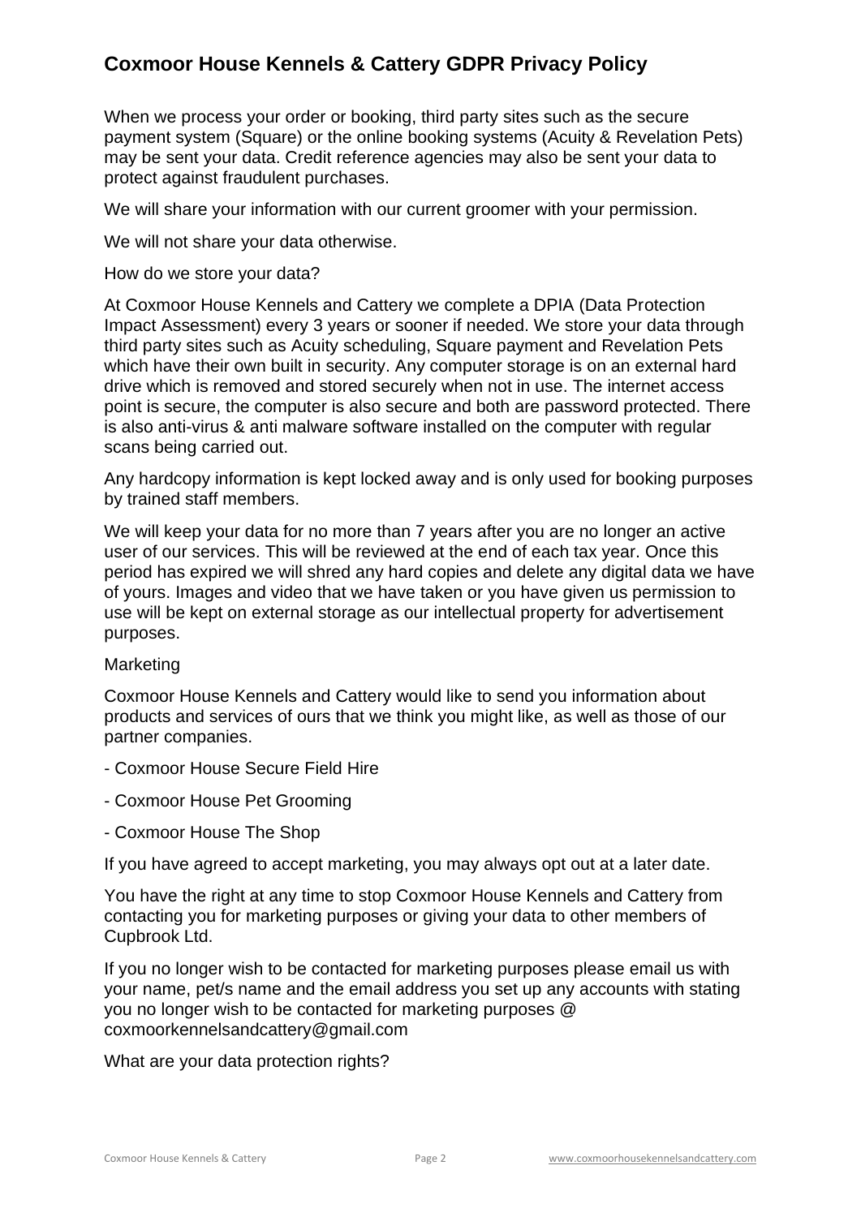# Coxmoor House Kennels & Cattery GDPR Privacy Policy

When we process your order or booking, third party sites such as the secure payment system (Square) or the online booking systems (Acuity & Revelation Pets) may be sent your data. Credit reference agencies may also be sent your data to protect against fraudulent purchases.

We will share your information with our current groomer with your permission.

We will not share your data otherwise.

How do we store your data?

At Coxmoor House Kennels and Cattery we complete a DPIA (Data Protection Impact Assessment) every 3 years or sooner if needed. We store your data through third party sites such as Acuity scheduling, Square payment and Revelation Pets which have their own built in security. Any computer storage is on an external hard drive which is removed and stored securely when not in use. The internet access point is secure, the computer is also secure and both are password protected. There is also anti-virus & anti malware software installed on the computer with regular scans being carried out.

Any hardcopy information is kept locked away and is only used for booking purposes by trained staff members.

We will keep your data for no more than 7 years after you are no longer an active user of our services. This will be reviewed at the end of each tax year. Once this period has expired we will shred any hard copies and delete any digital data we have of yours. Images and video that we have taken or you have given us permission to use will be kept on external storage as our intellectual property for advertisement purposes.

Marketing

Coxmoor House Kennels and Cattery would like to send you information about products and services of ours that we think you might like, as well as those of our partner companies.

- Coxmoor House Secure Field Hire
- Coxmoor House Pet Grooming
- Coxmoor House The Shop

If you have agreed to accept marketing, you may always opt out at a later date.

You have the right at any time to stop Coxmoor House Kennels and Cattery from contacting you for marketing purposes or giving your data to other members of Cupbrook Ltd.

If you no longer wish to be contacted for marketing purposes please email us with your name, pet/s name and the email address you set up any accounts with stating you no longer wish to be contacted for marketing purposes @ coxmoorkennelsandcattery@gmail.com

What are your data protection rights?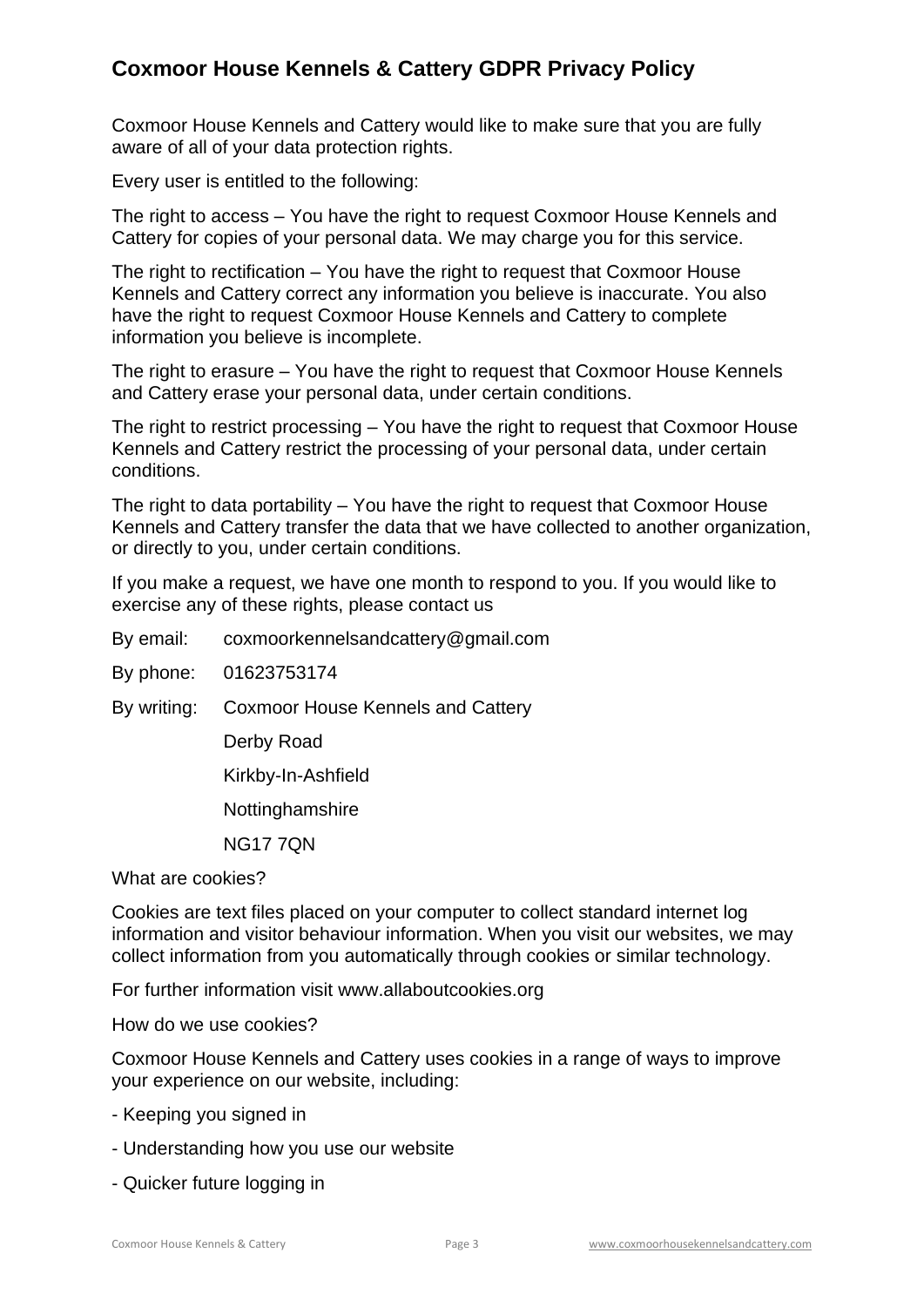## Coxmoor House Kennels & Cattery GDPR Privacy Policy

Coxmoor House Kennels and Cattery would like to make sure that you are fully aware of all of your data protection rights.

Every user is entitled to the following:

The right to access – You have the right to request Coxmoor House Kennels and Cattery for copies of your personal data. We may charge you for this service.

The right to rectification – You have the right to request that Coxmoor House Kennels and Cattery correct any information you believe is inaccurate. You also have the right to request Coxmoor House Kennels and Cattery to complete information you believe is incomplete.

The right to erasure – You have the right to request that Coxmoor House Kennels and Cattery erase your personal data, under certain conditions.

The right to restrict processing – You have the right to request that Coxmoor House Kennels and Cattery restrict the processing of your personal data, under certain conditions.

The right to data portability – You have the right to request that Coxmoor House Kennels and Cattery transfer the data that we have collected to another organization, or directly to you, under certain conditions.

If you make a request, we have one month to respond to you. If you would like to exercise any of these rights, please contact us

By email: coxmoorkennelsandcattery@gmail.com

By phone: 01623753174

By writing: Coxmoor House Kennels and Cattery
Derby Road
Kirkby-In-Ashfield
Nottinghamshire
NG17 7QN

What are cookies?

Cookies are text files placed on your computer to collect standard internet log information and visitor behaviour information. When you visit our websites, we may collect information from you automatically through cookies or similar technology.

For further information visit www.allaboutcookies.org

How do we use cookies?

Coxmoor House Kennels and Cattery uses cookies in a range of ways to improve your experience on our website, including:

- Keeping you signed in
- Understanding how you use our website
- Quicker future logging in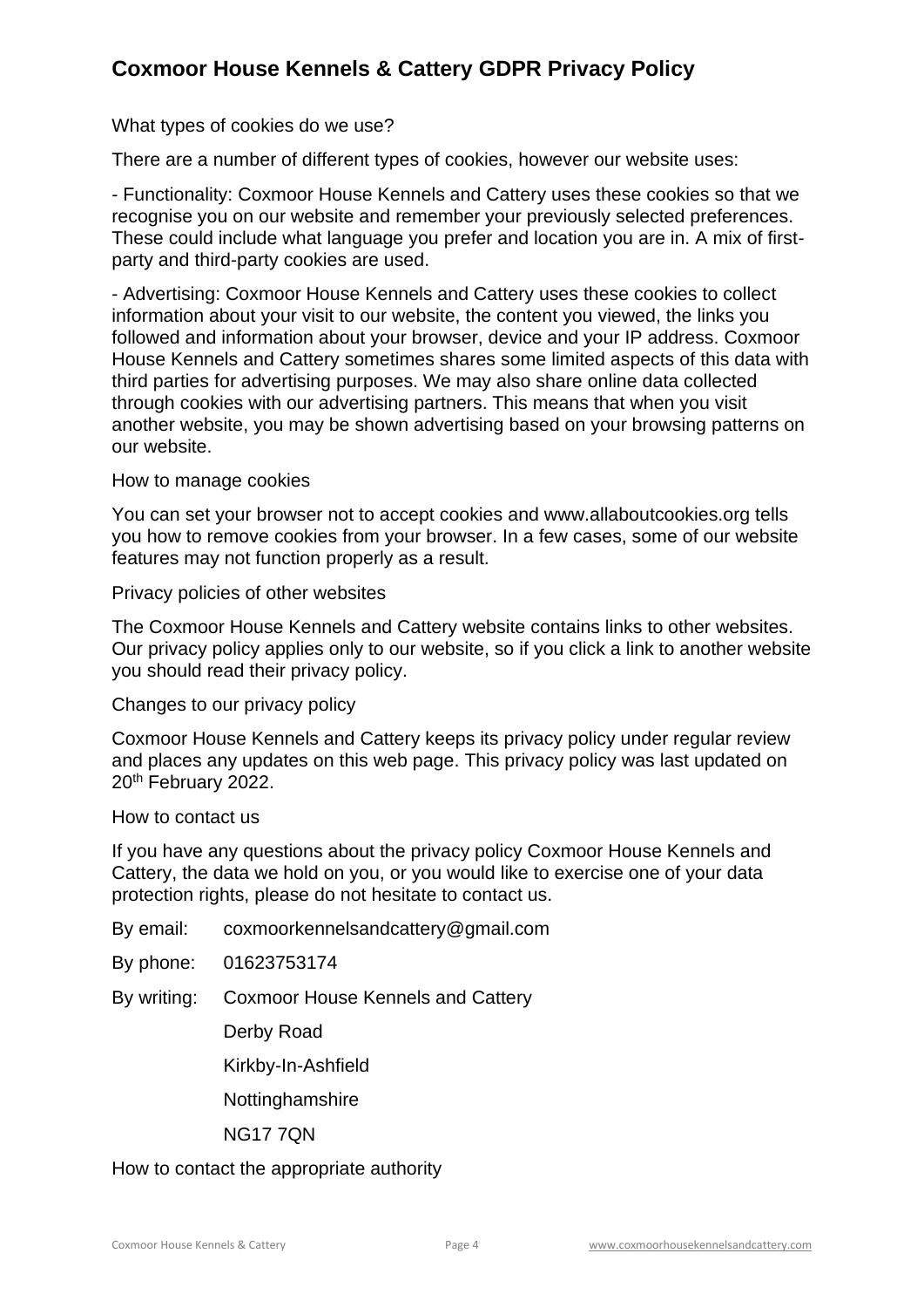# Coxmoor House Kennels & Cattery GDPR Privacy Policy

What types of cookies do we use?

There are a number of different types of cookies, however our website uses:

- Functionality: Coxmoor House Kennels and Cattery uses these cookies so that we recognise you on our website and remember your previously selected preferences. These could include what language you prefer and location you are in. A mix of first-party and third-party cookies are used.

- Advertising: Coxmoor House Kennels and Cattery uses these cookies to collect information about your visit to our website, the content you viewed, the links you followed and information about your browser, device and your IP address. Coxmoor House Kennels and Cattery sometimes shares some limited aspects of this data with third parties for advertising purposes. We may also share online data collected through cookies with our advertising partners. This means that when you visit another website, you may be shown advertising based on your browsing patterns on our website.

How to manage cookies

You can set your browser not to accept cookies and www.allaboutcookies.org tells you how to remove cookies from your browser. In a few cases, some of our website features may not function properly as a result.

Privacy policies of other websites

The Coxmoor House Kennels and Cattery website contains links to other websites. Our privacy policy applies only to our website, so if you click a link to another website you should read their privacy policy.

Changes to our privacy policy

Coxmoor House Kennels and Cattery keeps its privacy policy under regular review and places any updates on this web page. This privacy policy was last updated on 20th February 2022.

How to contact us

If you have any questions about the privacy policy Coxmoor House Kennels and Cattery, the data we hold on you, or you would like to exercise one of your data protection rights, please do not hesitate to contact us.

By email: coxmoorkennelsandcattery@gmail.com

By phone: 01623753174

By writing: Coxmoor House Kennels and Cattery
Derby Road
Kirkby-In-Ashfield
Nottinghamshire
NG17 7QN

How to contact the appropriate authority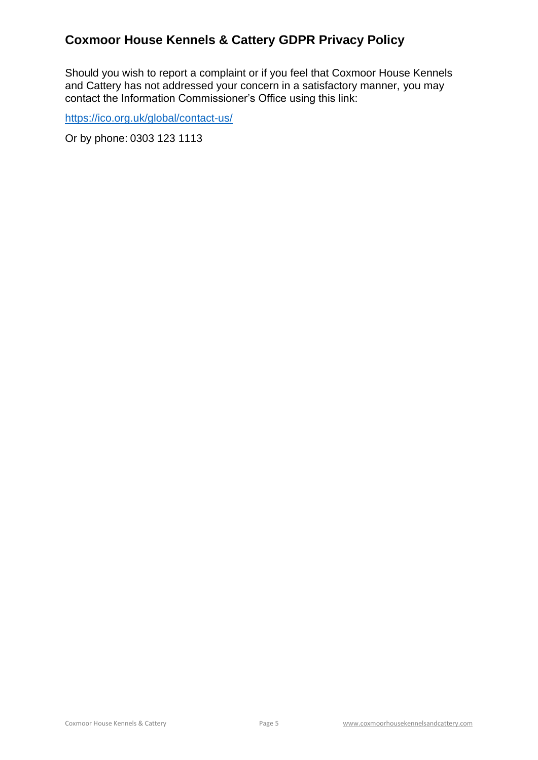## Coxmoor House Kennels & Cattery GDPR Privacy Policy

Should you wish to report a complaint or if you feel that Coxmoor House Kennels and Cattery has not addressed your concern in a satisfactory manner, you may contact the Information Commissioner's Office using this link:

https://ico.org.uk/global/contact-us/

Or by phone: 0303 123 1113